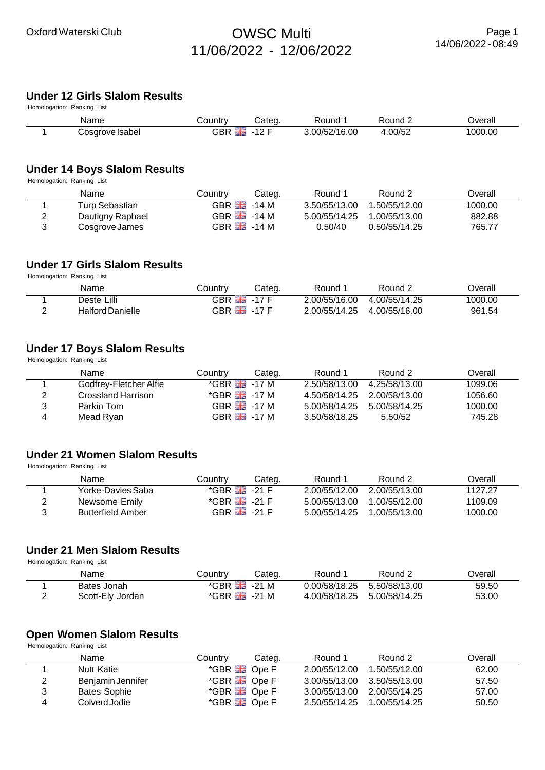Oxford Waterski Club

# OWSC Multi
## 11/06/2022 - 12/06/2022

14/06/2022 - 08:49

### Under 12 Girls Slalom Results

Homologation: Ranking List

| | Name | Country | Categ. | Round 1 | Round 2 | Overall |
|---|---|---|---|---|---|---|
| 1 | Cosgrove Isabel | GBR | -12 F | 3.00/52/16.00 | 4.00/52 | 1000.00 |

### Under 14 Boys Slalom Results

Homologation: Ranking List

| | Name | Country | Categ. | Round 1 | Round 2 | Overall |
|---|---|---|---|---|---|---|
| 1 | Turp Sebastian | GBR | -14 M | 3.50/55/13.00 | 1.50/55/12.00 | 1000.00 |
| 2 | Dautigny Raphael | GBR | -14 M | 5.00/55/14.25 | 1.00/55/13.00 | 882.88 |
| 3 | Cosgrove James | GBR | -14 M | 0.50/40 | 0.50/55/14.25 | 765.77 |

### Under 17 Girls Slalom Results

Homologation: Ranking List

| | Name | Country | Categ. | Round 1 | Round 2 | Overall |
|---|---|---|---|---|---|---|
| 1 | Deste Lilli | GBR | -17 F | 2.00/55/16.00 | 4.00/55/14.25 | 1000.00 |
| 2 | Halford Danielle | GBR | -17 F | 2.00/55/14.25 | 4.00/55/16.00 | 961.54 |

### Under 17 Boys Slalom Results

Homologation: Ranking List

| | Name | Country | Categ. | Round 1 | Round 2 | Overall |
|---|---|---|---|---|---|---|
| 1 | Godfrey-Fletcher Alfie | *GBR | -17 M | 2.50/58/13.00 | 4.25/58/13.00 | 1099.06 |
| 2 | Crossland Harrison | *GBR | -17 M | 4.50/58/14.25 | 2.00/58/13.00 | 1056.60 |
| 3 | Parkin Tom | GBR | -17 M | 5.00/58/14.25 | 5.00/58/14.25 | 1000.00 |
| 4 | Mead Ryan | GBR | -17 M | 3.50/58/18.25 | 5.50/52 | 745.28 |

### Under 21 Women Slalom Results

Homologation: Ranking List

| | Name | Country | Categ. | Round 1 | Round 2 | Overall |
|---|---|---|---|---|---|---|
| 1 | Yorke-Davies Saba | *GBR | -21 F | 2.00/55/12.00 | 2.00/55/13.00 | 1127.27 |
| 2 | Newsome Emily | *GBR | -21 F | 5.00/55/13.00 | 1.00/55/12.00 | 1109.09 |
| 3 | Butterfield Amber | GBR | -21 F | 5.00/55/14.25 | 1.00/55/13.00 | 1000.00 |

### Under 21 Men Slalom Results

Homologation: Ranking List

| | Name | Country | Categ. | Round 1 | Round 2 | Overall |
|---|---|---|---|---|---|---|
| 1 | Bates Jonah | *GBR | -21 M | 0.00/58/18.25 | 5.50/58/13.00 | 59.50 |
| 2 | Scott-Ely Jordan | *GBR | -21 M | 4.00/58/18.25 | 5.00/58/14.25 | 53.00 |

### Open Women Slalom Results

Homologation: Ranking List

| | Name | Country | Categ. | Round 1 | Round 2 | Overall |
|---|---|---|---|---|---|---|
| 1 | Nutt Katie | *GBR | Ope F | 2.00/55/12.00 | 1.50/55/12.00 | 62.00 |
| 2 | Benjamin Jennifer | *GBR | Ope F | 3.00/55/13.00 | 3.50/55/13.00 | 57.50 |
| 3 | Bates Sophie | *GBR | Ope F | 3.00/55/13.00 | 2.00/55/14.25 | 57.00 |
| 4 | Colverd Jodie | *GBR | Ope F | 2.50/55/14.25 | 1.00/55/14.25 | 50.50 |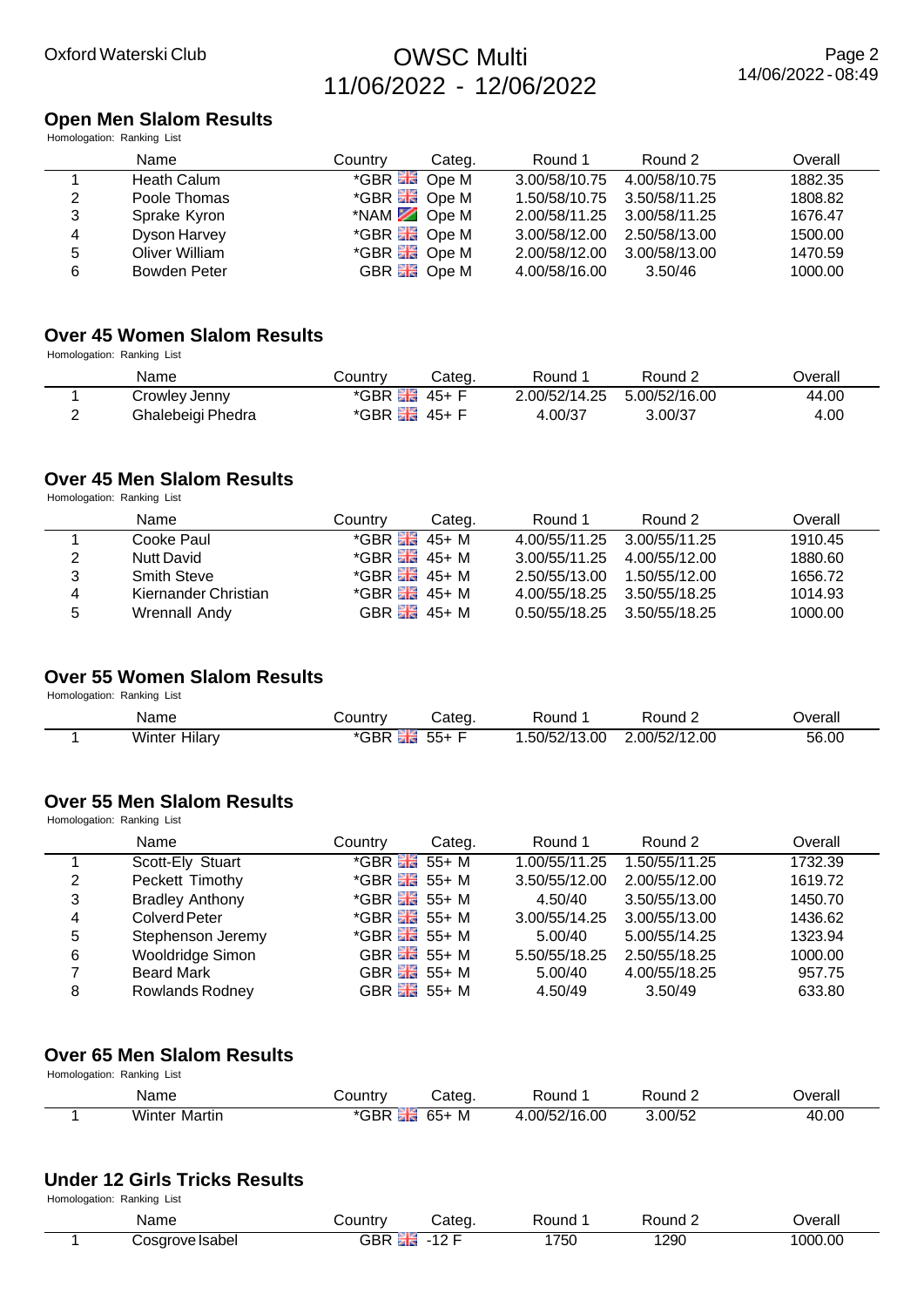Oxford Waterski Club

# OWSC Multi
11/06/2022 - 12/06/2022

14/06/2022 - 08:49

## Open Men Slalom Results

Homologation: Ranking List

| | Name | Country | Categ. | Round 1 | Round 2 | Overall |
|---|---|---|---|---|---|---|
| 1 | Heath Calum | *GBR | Ope M | 3.00/58/10.75 | 4.00/58/10.75 | 1882.35 |
| 2 | Poole Thomas | *GBR | Ope M | 1.50/58/10.75 | 3.50/58/11.25 | 1808.82 |
| 3 | Sprake Kyron | *NAM | Ope M | 2.00/58/11.25 | 3.00/58/11.25 | 1676.47 |
| 4 | Dyson Harvey | *GBR | Ope M | 3.00/58/12.00 | 2.50/58/13.00 | 1500.00 |
| 5 | Oliver William | *GBR | Ope M | 2.00/58/12.00 | 3.00/58/13.00 | 1470.59 |
| 6 | Bowden Peter | GBR | Ope M | 4.00/58/16.00 | 3.50/46 | 1000.00 |

## Over 45 Women Slalom Results

Homologation: Ranking List

| | Name | Country | Categ. | Round 1 | Round 2 | Overall |
|---|---|---|---|---|---|---|
| 1 | Crowley Jenny | *GBR | 45+ F | 2.00/52/14.25 | 5.00/52/16.00 | 44.00 |
| 2 | Ghalebeigi Phedra | *GBR | 45+ F | 4.00/37 | 3.00/37 | 4.00 |

## Over 45 Men Slalom Results

Homologation: Ranking List

| | Name | Country | Categ. | Round 1 | Round 2 | Overall |
|---|---|---|---|---|---|---|
| 1 | Cooke Paul | *GBR | 45+ M | 4.00/55/11.25 | 3.00/55/11.25 | 1910.45 |
| 2 | Nutt David | *GBR | 45+ M | 3.00/55/11.25 | 4.00/55/12.00 | 1880.60 |
| 3 | Smith Steve | *GBR | 45+ M | 2.50/55/13.00 | 1.50/55/12.00 | 1656.72 |
| 4 | Kiernander Christian | *GBR | 45+ M | 4.00/55/18.25 | 3.50/55/18.25 | 1014.93 |
| 5 | Wrennall Andy | GBR | 45+ M | 0.50/55/18.25 | 3.50/55/18.25 | 1000.00 |

## Over 55 Women Slalom Results

Homologation: Ranking List

| | Name | Country | Categ. | Round 1 | Round 2 | Overall |
|---|---|---|---|---|---|---|
| 1 | Winter Hilary | *GBR | 55+ F | 1.50/52/13.00 | 2.00/52/12.00 | 56.00 |

## Over 55 Men Slalom Results

Homologation: Ranking List

| | Name | Country | Categ. | Round 1 | Round 2 | Overall |
|---|---|---|---|---|---|---|
| 1 | Scott-Ely Stuart | *GBR | 55+ M | 1.00/55/11.25 | 1.50/55/11.25 | 1732.39 |
| 2 | Peckett Timothy | *GBR | 55+ M | 3.50/55/12.00 | 2.00/55/12.00 | 1619.72 |
| 3 | Bradley Anthony | *GBR | 55+ M | 4.50/40 | 3.50/55/13.00 | 1450.70 |
| 4 | Colverd Peter | *GBR | 55+ M | 3.00/55/14.25 | 3.00/55/13.00 | 1436.62 |
| 5 | Stephenson Jeremy | *GBR | 55+ M | 5.00/40 | 5.00/55/14.25 | 1323.94 |
| 6 | Wooldridge Simon | GBR | 55+ M | 5.50/55/18.25 | 2.50/55/18.25 | 1000.00 |
| 7 | Beard Mark | GBR | 55+ M | 5.00/40 | 4.00/55/18.25 | 957.75 |
| 8 | Rowlands Rodney | GBR | 55+ M | 4.50/49 | 3.50/49 | 633.80 |

## Over 65 Men Slalom Results

Homologation: Ranking List

| | Name | Country | Categ. | Round 1 | Round 2 | Overall |
|---|---|---|---|---|---|---|
| 1 | Winter Martin | *GBR | 65+ M | 4.00/52/16.00 | 3.00/52 | 40.00 |

## Under 12 Girls Tricks Results

Homologation: Ranking List

| | Name | Country | Categ. | Round 1 | Round 2 | Overall |
|---|---|---|---|---|---|---|
| 1 | Cosgrove Isabel | GBR | -12 F | 1750 | 1290 | 1000.00 |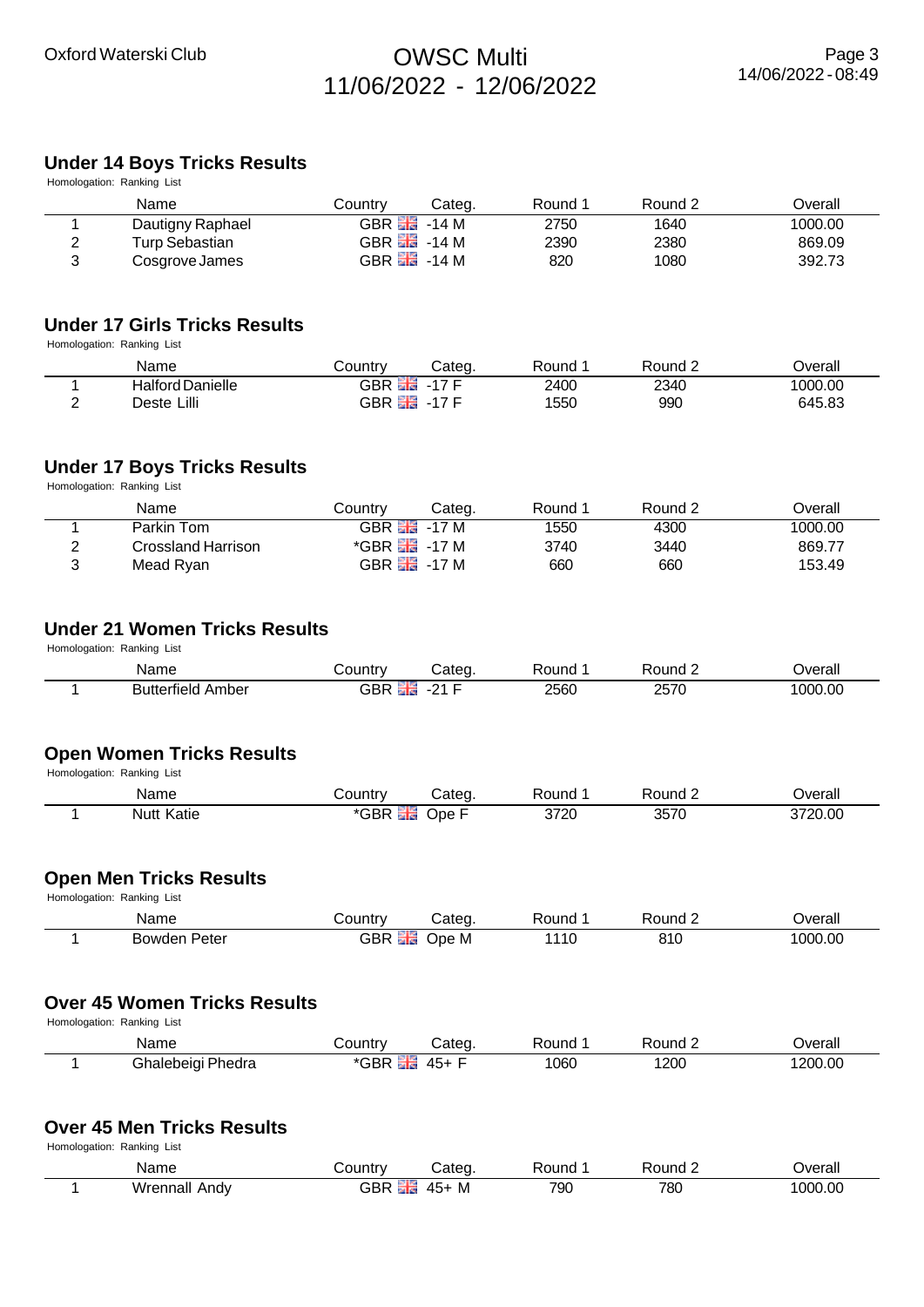## Under 14 Boys Tricks Results

Homologation: Ranking List

| | Name | Country | Categ. | Round 1 | Round 2 | Overall |
|---|---|---|---|---|---|---|
| 1 | Dautigny Raphael | GBR | -14 M | 2750 | 1640 | 1000.00 |
| 2 | Turp Sebastian | GBR | -14 M | 2390 | 2380 | 869.09 |
| 3 | Cosgrove James | GBR | -14 M | 820 | 1080 | 392.73 |

## Under 17 Girls Tricks Results

Homologation: Ranking List

| | Name | Country | Categ. | Round 1 | Round 2 | Overall |
|---|---|---|---|---|---|---|
| 1 | Halford Danielle | GBR | -17 F | 2400 | 2340 | 1000.00 |
| 2 | Deste Lilli | GBR | -17 F | 1550 | 990 | 645.83 |

## Under 17 Boys Tricks Results

Homologation: Ranking List

| | Name | Country | Categ. | Round 1 | Round 2 | Overall |
|---|---|---|---|---|---|---|
| 1 | Parkin Tom | GBR | -17 M | 1550 | 4300 | 1000.00 |
| 2 | Crossland Harrison | *GBR | -17 M | 3740 | 3440 | 869.77 |
| 3 | Mead Ryan | GBR | -17 M | 660 | 660 | 153.49 |

## Under 21 Women Tricks Results

Homologation: Ranking List

| | Name | Country | Categ. | Round 1 | Round 2 | Overall |
|---|---|---|---|---|---|---|
| 1 | Butterfield Amber | GBR | -21 F | 2560 | 2570 | 1000.00 |

## Open Women Tricks Results

Homologation: Ranking List

| | Name | Country | Categ. | Round 1 | Round 2 | Overall |
|---|---|---|---|---|---|---|
| 1 | Nutt Katie | *GBR | Ope F | 3720 | 3570 | 3720.00 |

## Open Men Tricks Results

Homologation: Ranking List

| | Name | Country | Categ. | Round 1 | Round 2 | Overall |
|---|---|---|---|---|---|---|
| 1 | Bowden Peter | GBR | Ope M | 1110 | 810 | 1000.00 |

## Over 45 Women Tricks Results

Homologation: Ranking List

| | Name | Country | Categ. | Round 1 | Round 2 | Overall |
|---|---|---|---|---|---|---|
| 1 | Ghalebeigi Phedra | *GBR | 45+ F | 1060 | 1200 | 1200.00 |

## Over 45 Men Tricks Results

Homologation: Ranking List

| | Name | Country | Categ. | Round 1 | Round 2 | Overall |
|---|---|---|---|---|---|---|
| 1 | Wrennall Andy | GBR | 45+ M | 790 | 780 | 1000.00 |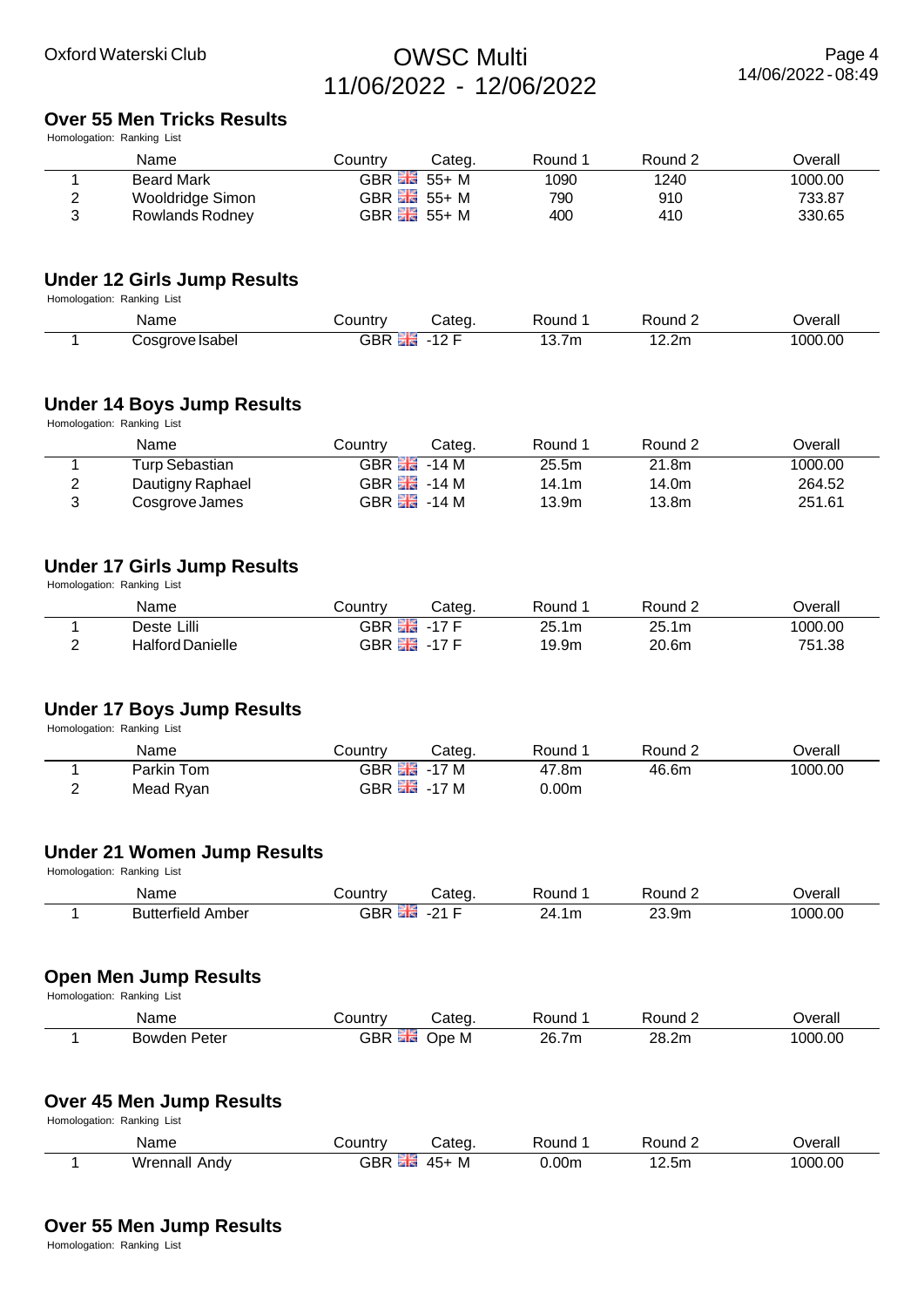## Over 55 Men Tricks Results

Homologation: Ranking List

| | Name | Country | Categ. | Round 1 | Round 2 | Overall |
|---|---|---|---|---|---|---|
| 1 | Beard Mark | GBR | 55+ M | 1090 | 1240 | 1000.00 |
| 2 | Wooldridge Simon | GBR | 55+ M | 790 | 910 | 733.87 |
| 3 | Rowlands Rodney | GBR | 55+ M | 400 | 410 | 330.65 |

## Under 12 Girls Jump Results

Homologation: Ranking List

| | Name | Country | Categ. | Round 1 | Round 2 | Overall |
|---|---|---|---|---|---|---|
| 1 | Cosgrove Isabel | GBR | -12 F | 13.7m | 12.2m | 1000.00 |

## Under 14 Boys Jump Results

Homologation: Ranking List

| | Name | Country | Categ. | Round 1 | Round 2 | Overall |
|---|---|---|---|---|---|---|
| 1 | Turp Sebastian | GBR | -14 M | 25.5m | 21.8m | 1000.00 |
| 2 | Dautigny Raphael | GBR | -14 M | 14.1m | 14.0m | 264.52 |
| 3 | Cosgrove James | GBR | -14 M | 13.9m | 13.8m | 251.61 |

## Under 17 Girls Jump Results

Homologation: Ranking List

| | Name | Country | Categ. | Round 1 | Round 2 | Overall |
|---|---|---|---|---|---|---|
| 1 | Deste Lilli | GBR | -17 F | 25.1m | 25.1m | 1000.00 |
| 2 | Halford Danielle | GBR | -17 F | 19.9m | 20.6m | 751.38 |

## Under 17 Boys Jump Results

Homologation: Ranking List

| | Name | Country | Categ. | Round 1 | Round 2 | Overall |
|---|---|---|---|---|---|---|
| 1 | Parkin Tom | GBR | -17 M | 47.8m | 46.6m | 1000.00 |
| 2 | Mead Ryan | GBR | -17 M | 0.00m | | |

## Under 21 Women Jump Results

Homologation: Ranking List

| | Name | Country | Categ. | Round 1 | Round 2 | Overall |
|---|---|---|---|---|---|---|
| 1 | Butterfield Amber | GBR | -21 F | 24.1m | 23.9m | 1000.00 |

## Open Men Jump Results

Homologation: Ranking List

| | Name | Country | Categ. | Round 1 | Round 2 | Overall |
|---|---|---|---|---|---|---|
| 1 | Bowden Peter | GBR | Ope M | 26.7m | 28.2m | 1000.00 |

## Over 45 Men Jump Results

Homologation: Ranking List

| | Name | Country | Categ. | Round 1 | Round 2 | Overall |
|---|---|---|---|---|---|---|
| 1 | Wrennall Andy | GBR | 45+ M | 0.00m | 12.5m | 1000.00 |

## Over 55 Men Jump Results

Homologation: Ranking List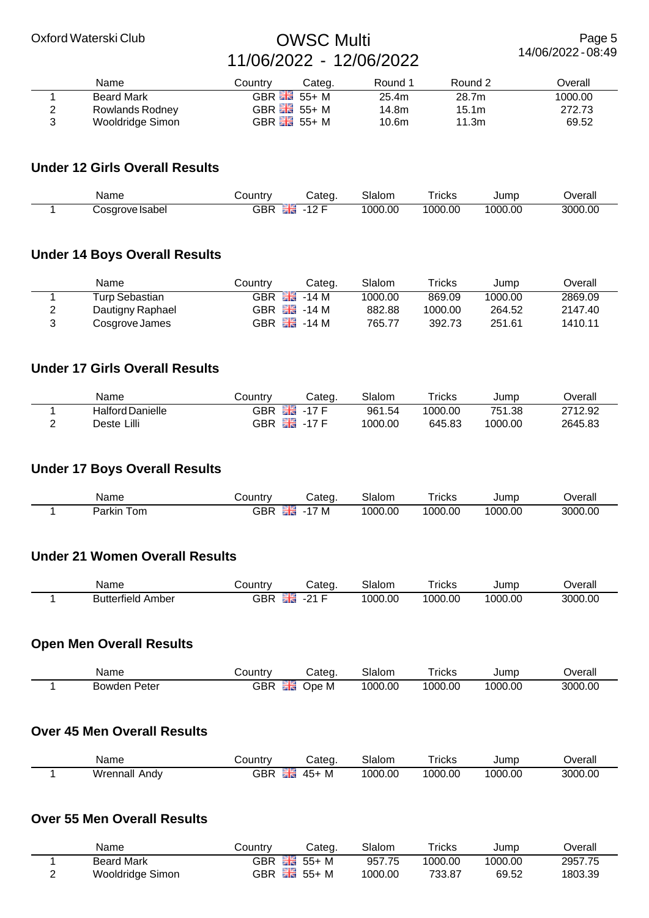|   | Name | Country | Categ. | Round 1 | Round 2 | Overall |
|---|---|---|---|---|---|---|
| 1 | Beard Mark | GBR | 55+ M | 25.4m | 28.7m | 1000.00 |
| 2 | Rowlands Rodney | GBR | 55+ M | 14.8m | 15.1m | 272.73 |
| 3 | Wooldridge Simon | GBR | 55+ M | 10.6m | 11.3m | 69.52 |

### Under 12 Girls Overall Results

|   | Name | Country | Categ. | Slalom | Tricks | Jump | Overall |
|---|---|---|---|---|---|---|---|
| 1 | Cosgrove Isabel | GBR | -12 F | 1000.00 | 1000.00 | 1000.00 | 3000.00 |

### Under 14 Boys Overall Results

|   | Name | Country | Categ. | Slalom | Tricks | Jump | Overall |
|---|---|---|---|---|---|---|---|
| 1 | Turp Sebastian | GBR | -14 M | 1000.00 | 869.09 | 1000.00 | 2869.09 |
| 2 | Dautigny Raphael | GBR | -14 M | 882.88 | 1000.00 | 264.52 | 2147.40 |
| 3 | Cosgrove James | GBR | -14 M | 765.77 | 392.73 | 251.61 | 1410.11 |

### Under 17 Girls Overall Results

|   | Name | Country | Categ. | Slalom | Tricks | Jump | Overall |
|---|---|---|---|---|---|---|---|
| 1 | Halford Danielle | GBR | -17 F | 961.54 | 1000.00 | 751.38 | 2712.92 |
| 2 | Deste Lilli | GBR | -17 F | 1000.00 | 645.83 | 1000.00 | 2645.83 |

### Under 17 Boys Overall Results

|   | Name | Country | Categ. | Slalom | Tricks | Jump | Overall |
|---|---|---|---|---|---|---|---|
| 1 | Parkin Tom | GBR | -17 M | 1000.00 | 1000.00 | 1000.00 | 3000.00 |

### Under 21 Women Overall Results

|   | Name | Country | Categ. | Slalom | Tricks | Jump | Overall |
|---|---|---|---|---|---|---|---|
| 1 | Butterfield Amber | GBR | -21 F | 1000.00 | 1000.00 | 1000.00 | 3000.00 |

### Open Men Overall Results

|   | Name | Country | Categ. | Slalom | Tricks | Jump | Overall |
|---|---|---|---|---|---|---|---|
| 1 | Bowden Peter | GBR | Ope M | 1000.00 | 1000.00 | 1000.00 | 3000.00 |

### Over 45 Men Overall Results

|   | Name | Country | Categ. | Slalom | Tricks | Jump | Overall |
|---|---|---|---|---|---|---|---|
| 1 | Wrennall Andy | GBR | 45+ M | 1000.00 | 1000.00 | 1000.00 | 3000.00 |

### Over 55 Men Overall Results

|   | Name | Country | Categ. | Slalom | Tricks | Jump | Overall |
|---|---|---|---|---|---|---|---|
| 1 | Beard Mark | GBR | 55+ M | 957.75 | 1000.00 | 1000.00 | 2957.75 |
| 2 | Wooldridge Simon | GBR | 55+ M | 1000.00 | 733.87 | 69.52 | 1803.39 |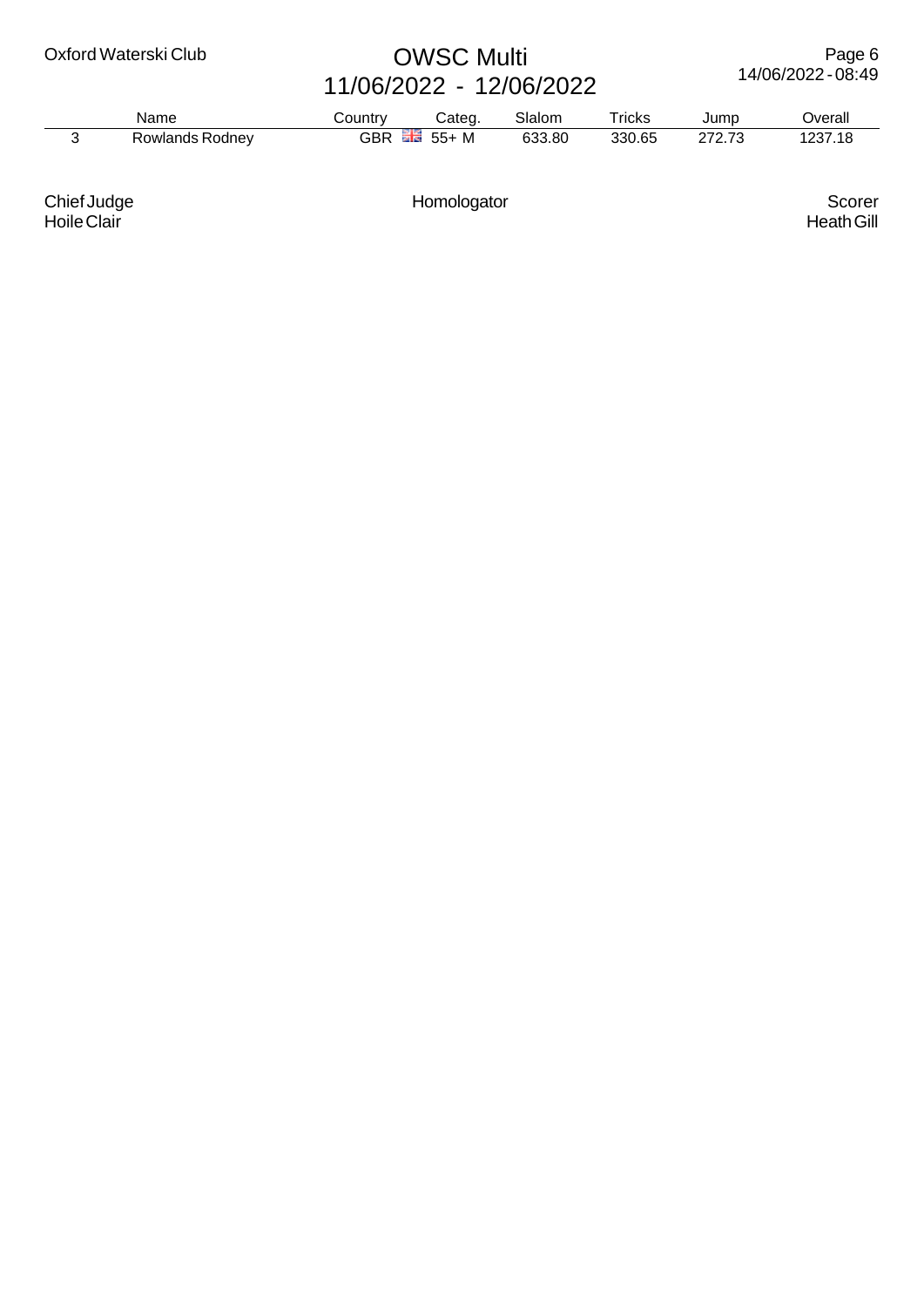| | Name | Country | Categ. | Slalom | Tricks | Jump | Overall |
|---|---|---|---|---|---|---|---|
| 3 | Rowlands Rodney | GBR | 55+ M | 633.80 | 330.65 | 272.73 | 1237.18 |

Chief Judge
Hoile Clair

Homologator

Scorer
Heath Gill